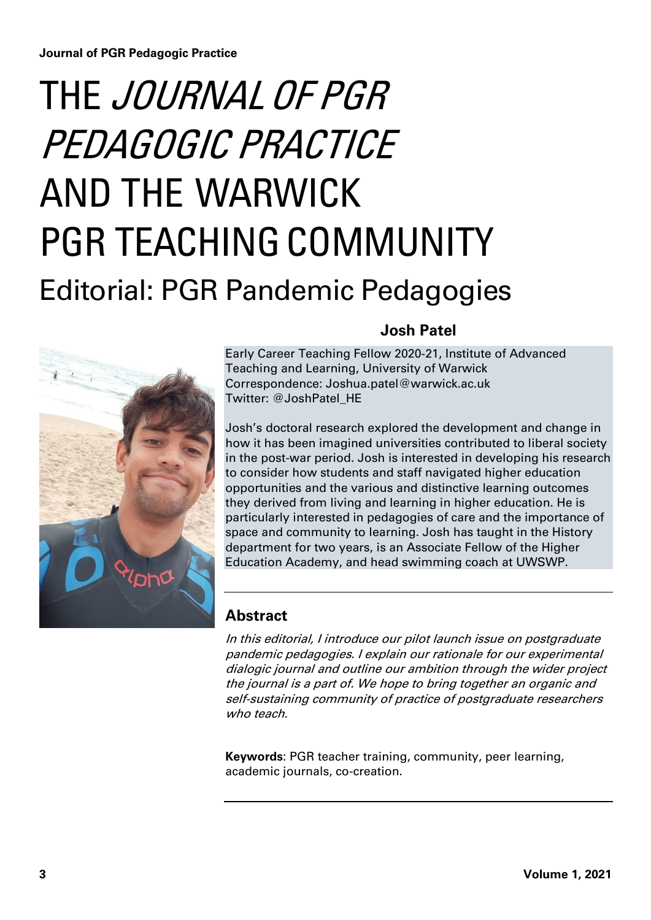# THE *JOURNAL OF PGR PEDAGOGIC PRACTICE* AND THE WARWICK PGR TEACHING COMMUNITY

## Editorial: PGR Pandemic Pedagogies

**Josh Patel**

Early Career Teaching Fellow 2020-21, Institute of Advanced Teaching and Learning, University of Warwick
Correspondence: Joshua.patel@warwick.ac.uk
Twitter: @JoshPatel_HE

Josh's doctoral research explored the development and change in how it has been imagined universities contributed to liberal society in the post-war period. Josh is interested in developing his research to consider how students and staff navigated higher education opportunities and the various and distinctive learning outcomes they derived from living and learning in higher education. He is particularly interested in pedagogies of care and the importance of space and community to learning. Josh has taught in the History department for two years, is an Associate Fellow of the Higher Education Academy, and head swimming coach at UWSWP.

### Abstract

*In this editorial, I introduce our pilot launch issue on postgraduate pandemic pedagogies. I explain our rationale for our experimental dialogic journal and outline our ambition through the wider project the journal is a part of. We hope to bring together an organic and self-sustaining community of practice of postgraduate researchers who teach.*

**Keywords**: PGR teacher training, community, peer learning, academic journals, co-creation.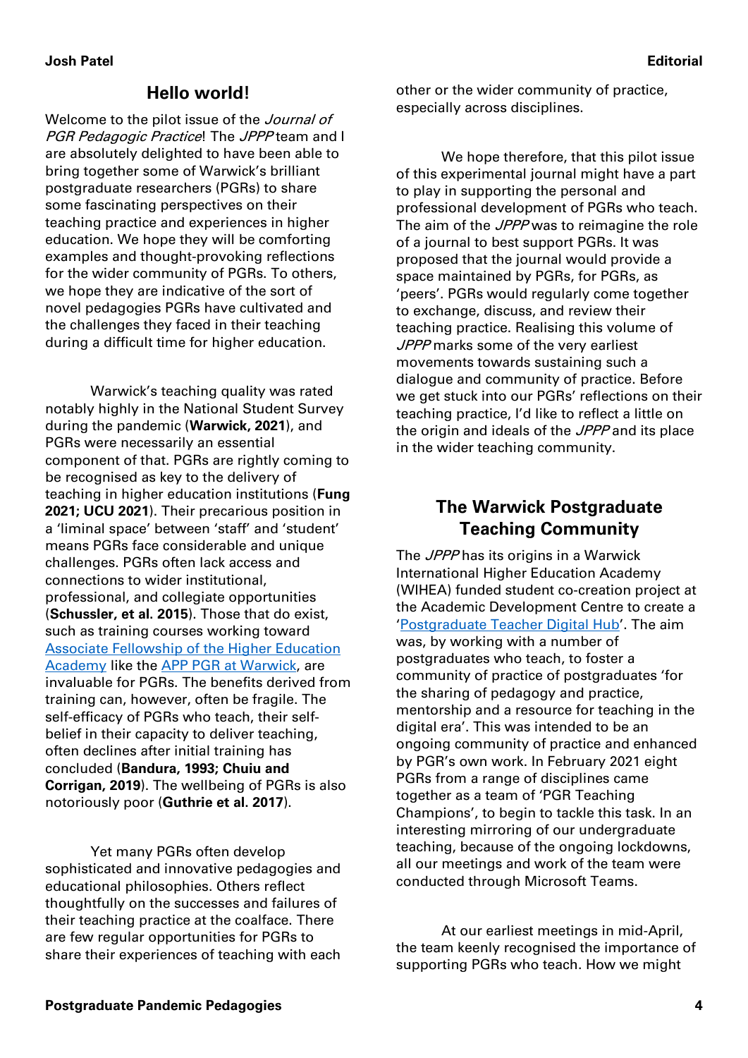## Hello world!

Welcome to the pilot issue of the *Journal of PGR Pedagogic Practice*! The *JPPP* team and I are absolutely delighted to have been able to bring together some of Warwick's brilliant postgraduate researchers (PGRs) to share some fascinating perspectives on their teaching practice and experiences in higher education. We hope they will be comforting examples and thought-provoking reflections for the wider community of PGRs. To others, we hope they are indicative of the sort of novel pedagogies PGRs have cultivated and the challenges they faced in their teaching during a difficult time for higher education.

Warwick's teaching quality was rated notably highly in the National Student Survey during the pandemic (**Warwick, 2021**), and PGRs were necessarily an essential component of that. PGRs are rightly coming to be recognised as key to the delivery of teaching in higher education institutions (**Fung 2021; UCU 2021**). Their precarious position in a 'liminal space' between 'staff' and 'student' means PGRs face considerable and unique challenges. PGRs often lack access and connections to wider institutional, professional, and collegiate opportunities (**Schussler, et al. 2015**). Those that do exist, such as training courses working toward [Associate Fellowship of the Higher Education Academy]() like the [APP PGR at Warwick](), are invaluable for PGRs. The benefits derived from training can, however, often be fragile. The self-efficacy of PGRs who teach, their self-belief in their capacity to deliver teaching, often declines after initial training has concluded (**Bandura, 1993; Chuiu and Corrigan, 2019**). The wellbeing of PGRs is also notoriously poor (**Guthrie et al. 2017**).

Yet many PGRs often develop sophisticated and innovative pedagogies and educational philosophies. Others reflect thoughtfully on the successes and failures of their teaching practice at the coalface. There are few regular opportunities for PGRs to share their experiences of teaching with each other or the wider community of practice, especially across disciplines.

We hope therefore, that this pilot issue of this experimental journal might have a part to play in supporting the personal and professional development of PGRs who teach. The aim of the *JPPP* was to reimagine the role of a journal to best support PGRs. It was proposed that the journal would provide a space maintained by PGRs, for PGRs, as 'peers'. PGRs would regularly come together to exchange, discuss, and review their teaching practice. Realising this volume of *JPPP* marks some of the very earliest movements towards sustaining such a dialogue and community of practice. Before we get stuck into our PGRs' reflections on their teaching practice, I'd like to reflect a little on the origin and ideals of the *JPPP* and its place in the wider teaching community.

## The Warwick Postgraduate Teaching Community

The *JPPP* has its origins in a Warwick International Higher Education Academy (WIHEA) funded student co-creation project at the Academic Development Centre to create a '[Postgraduate Teacher Digital Hub]()'. The aim was, by working with a number of postgraduates who teach, to foster a community of practice of postgraduates 'for the sharing of pedagogy and practice, mentorship and a resource for teaching in the digital era'. This was intended to be an ongoing community of practice and enhanced by PGR's own work. In February 2021 eight PGRs from a range of disciplines came together as a team of 'PGR Teaching Champions', to begin to tackle this task. In an interesting mirroring of our undergraduate teaching, because of the ongoing lockdowns, all our meetings and work of the team were conducted through Microsoft Teams.

At our earliest meetings in mid-April, the team keenly recognised the importance of supporting PGRs who teach. How we might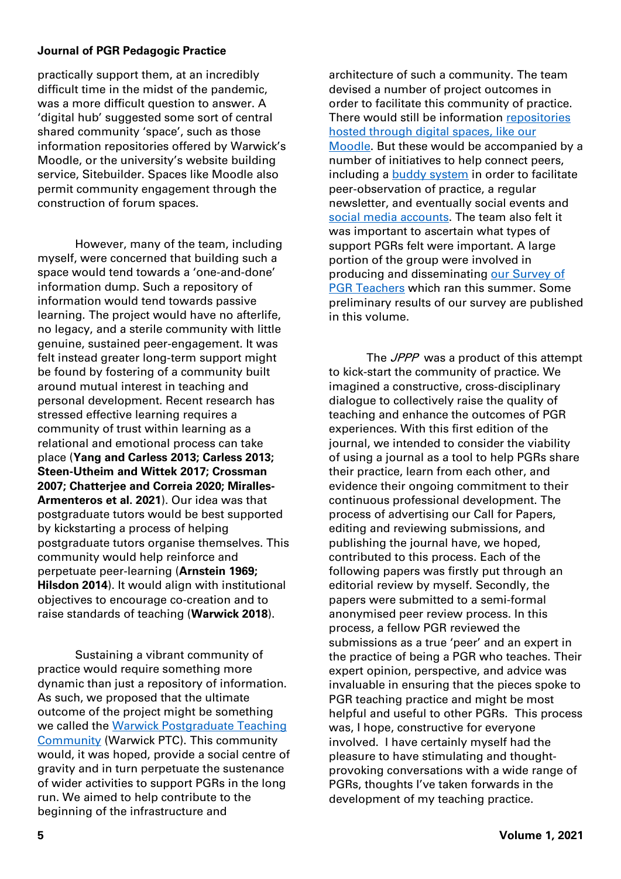practically support them, at an incredibly difficult time in the midst of the pandemic, was a more difficult question to answer. A 'digital hub' suggested some sort of central shared community 'space', such as those information repositories offered by Warwick's Moodle, or the university's website building service, Sitebuilder. Spaces like Moodle also permit community engagement through the construction of forum spaces.

However, many of the team, including myself, were concerned that building such a space would tend towards a 'one-and-done' information dump. Such a repository of information would tend towards passive learning. The project would have no afterlife, no legacy, and a sterile community with little genuine, sustained peer-engagement. It was felt instead greater long-term support might be found by fostering of a community built around mutual interest in teaching and personal development. Recent research has stressed effective learning requires a community of trust within learning as a relational and emotional process can take place (**Yang and Carless 2013; Carless 2013; Steen-Utheim and Wittek 2017; Crossman 2007; Chatterjee and Correia 2020; Miralles-Armenteros et al. 2021**). Our idea was that postgraduate tutors would be best supported by kickstarting a process of helping postgraduate tutors organise themselves. This community would help reinforce and perpetuate peer-learning (**Arnstein 1969; Hilsdon 2014**). It would align with institutional objectives to encourage co-creation and to raise standards of teaching (**Warwick 2018**).

Sustaining a vibrant community of practice would require something more dynamic than just a repository of information. As such, we proposed that the ultimate outcome of the project might be something we called the Warwick Postgraduate Teaching Community (Warwick PTC). This community would, it was hoped, provide a social centre of gravity and in turn perpetuate the sustenance of wider activities to support PGRs in the long run. We aimed to help contribute to the beginning of the infrastructure and architecture of such a community. The team devised a number of project outcomes in order to facilitate this community of practice. There would still be information repositories hosted through digital spaces, like our Moodle. But these would be accompanied by a number of initiatives to help connect peers, including a buddy system in order to facilitate peer-observation of practice, a regular newsletter, and eventually social events and social media accounts. The team also felt it was important to ascertain what types of support PGRs felt were important. A large portion of the group were involved in producing and disseminating our Survey of PGR Teachers which ran this summer. Some preliminary results of our survey are published in this volume.

The *JPPP* was a product of this attempt to kick-start the community of practice. We imagined a constructive, cross-disciplinary dialogue to collectively raise the quality of teaching and enhance the outcomes of PGR experiences. With this first edition of the journal, we intended to consider the viability of using a journal as a tool to help PGRs share their practice, learn from each other, and evidence their ongoing commitment to their continuous professional development. The process of advertising our Call for Papers, editing and reviewing submissions, and publishing the journal have, we hoped, contributed to this process. Each of the following papers was firstly put through an editorial review by myself. Secondly, the papers were submitted to a semi-formal anonymised peer review process. In this process, a fellow PGR reviewed the submissions as a true 'peer' and an expert in the practice of being a PGR who teaches. Their expert opinion, perspective, and advice was invaluable in ensuring that the pieces spoke to PGR teaching practice and might be most helpful and useful to other PGRs. This process was, I hope, constructive for everyone involved. I have certainly myself had the pleasure to have stimulating and thought-provoking conversations with a wide range of PGRs, thoughts I've taken forwards in the development of my teaching practice.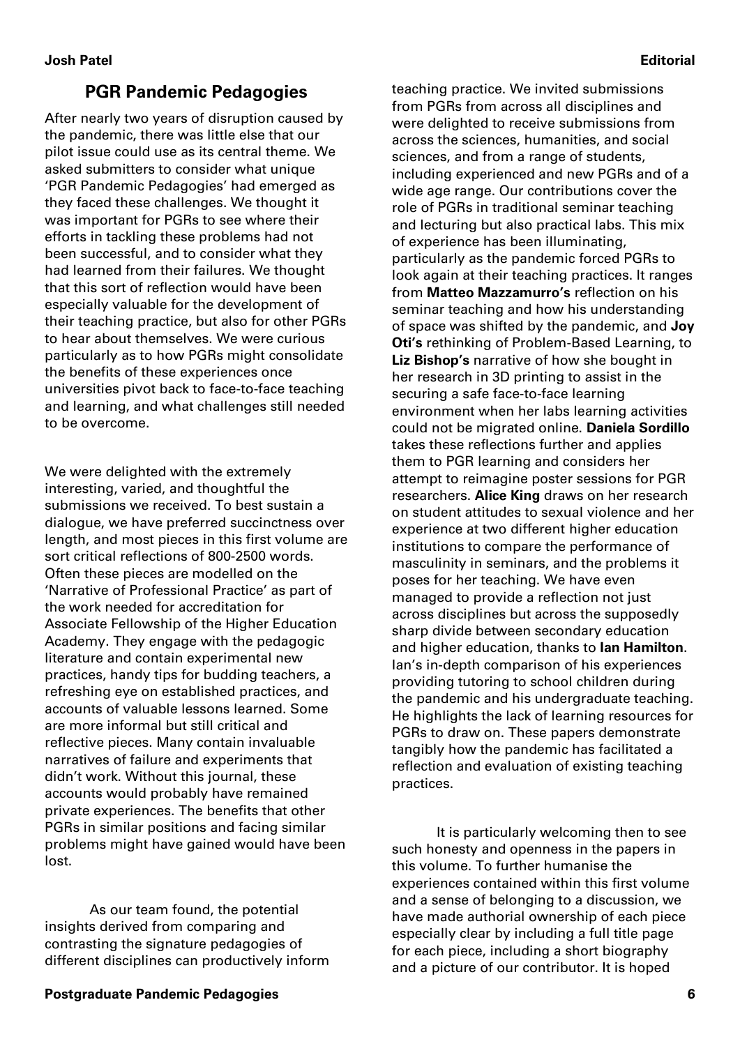## PGR Pandemic Pedagogies

After nearly two years of disruption caused by the pandemic, there was little else that our pilot issue could use as its central theme. We asked submitters to consider what unique 'PGR Pandemic Pedagogies' had emerged as they faced these challenges. We thought it was important for PGRs to see where their efforts in tackling these problems had not been successful, and to consider what they had learned from their failures. We thought that this sort of reflection would have been especially valuable for the development of their teaching practice, but also for other PGRs to hear about themselves. We were curious particularly as to how PGRs might consolidate the benefits of these experiences once universities pivot back to face-to-face teaching and learning, and what challenges still needed to be overcome.

We were delighted with the extremely interesting, varied, and thoughtful the submissions we received. To best sustain a dialogue, we have preferred succinctness over length, and most pieces in this first volume are sort critical reflections of 800-2500 words. Often these pieces are modelled on the 'Narrative of Professional Practice' as part of the work needed for accreditation for Associate Fellowship of the Higher Education Academy. They engage with the pedagogic literature and contain experimental new practices, handy tips for budding teachers, a refreshing eye on established practices, and accounts of valuable lessons learned. Some are more informal but still critical and reflective pieces. Many contain invaluable narratives of failure and experiments that didn't work. Without this journal, these accounts would probably have remained private experiences. The benefits that other PGRs in similar positions and facing similar problems might have gained would have been lost.

As our team found, the potential insights derived from comparing and contrasting the signature pedagogies of different disciplines can productively inform teaching practice. We invited submissions from PGRs from across all disciplines and were delighted to receive submissions from across the sciences, humanities, and social sciences, and from a range of students, including experienced and new PGRs and of a wide age range. Our contributions cover the role of PGRs in traditional seminar teaching and lecturing but also practical labs. This mix of experience has been illuminating, particularly as the pandemic forced PGRs to look again at their teaching practices. It ranges from **Matteo Mazzamurro's** reflection on his seminar teaching and how his understanding of space was shifted by the pandemic, and **Joy Oti's** rethinking of Problem-Based Learning, to **Liz Bishop's** narrative of how she bought in her research in 3D printing to assist in the securing a safe face-to-face learning environment when her labs learning activities could not be migrated online. **Daniela Sordillo** takes these reflections further and applies them to PGR learning and considers her attempt to reimagine poster sessions for PGR researchers. **Alice King** draws on her research on student attitudes to sexual violence and her experience at two different higher education institutions to compare the performance of masculinity in seminars, and the problems it poses for her teaching. We have even managed to provide a reflection not just across disciplines but across the supposedly sharp divide between secondary education and higher education, thanks to **Ian Hamilton**. Ian's in-depth comparison of his experiences providing tutoring to school children during the pandemic and his undergraduate teaching. He highlights the lack of learning resources for PGRs to draw on. These papers demonstrate tangibly how the pandemic has facilitated a reflection and evaluation of existing teaching practices.

It is particularly welcoming then to see such honesty and openness in the papers in this volume. To further humanise the experiences contained within this first volume and a sense of belonging to a discussion, we have made authorial ownership of each piece especially clear by including a full title page for each piece, including a short biography and a picture of our contributor. It is hoped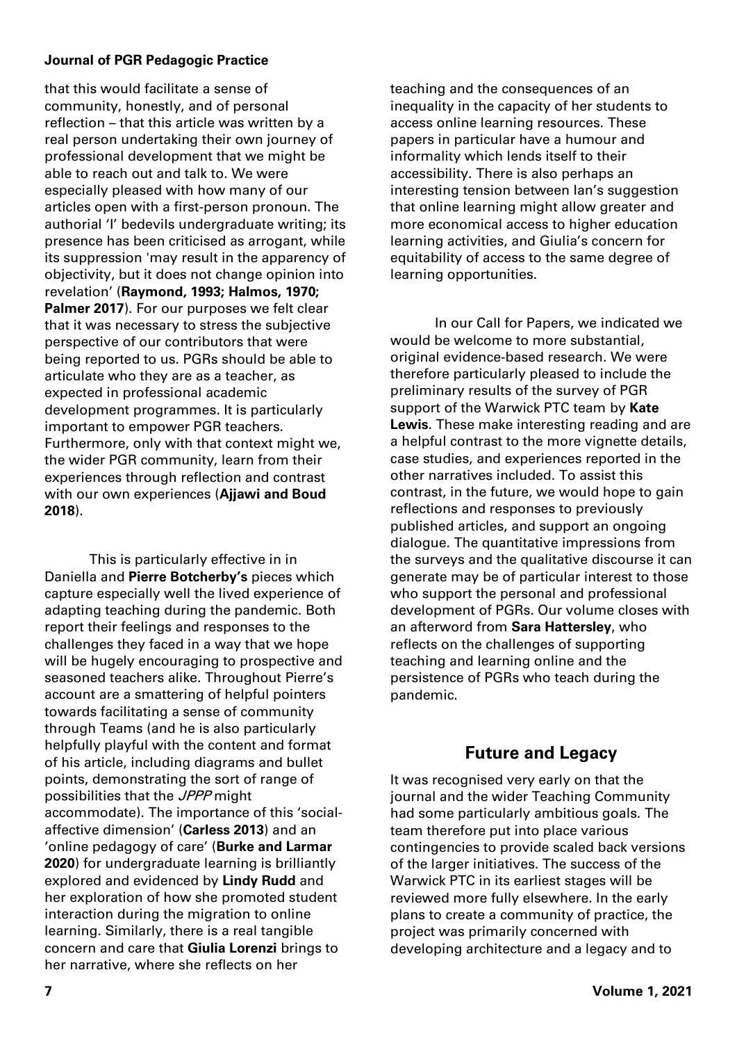that this would facilitate a sense of community, honestly, and of personal reflection – that this article was written by a real person undertaking their own journey of professional development that we might be able to reach out and talk to. We were especially pleased with how many of our articles open with a first-person pronoun. The authorial 'I' bedevils undergraduate writing; its presence has been criticised as arrogant, while its suppression 'may result in the apparency of objectivity, but it does not change opinion into revelation' (**Raymond, 1993; Halmos, 1970; Palmer 2017**). For our purposes we felt clear that it was necessary to stress the subjective perspective of our contributors that were being reported to us. PGRs should be able to articulate who they are as a teacher, as expected in professional academic development programmes. It is particularly important to empower PGR teachers. Furthermore, only with that context might we, the wider PGR community, learn from their experiences through reflection and contrast with our own experiences (**Ajjawi and Boud 2018**).

This is particularly effective in in Daniella and **Pierre Botcherby's** pieces which capture especially well the lived experience of adapting teaching during the pandemic. Both report their feelings and responses to the challenges they faced in a way that we hope will be hugely encouraging to prospective and seasoned teachers alike. Throughout Pierre's account are a smattering of helpful pointers towards facilitating a sense of community through Teams (and he is also particularly helpfully playful with the content and format of his article, including diagrams and bullet points, demonstrating the sort of range of possibilities that the *JPPP* might accommodate). The importance of this 'social-affective dimension' (**Carless 2013**) and an 'online pedagogy of care' (**Burke and Larmar 2020**) for undergraduate learning is brilliantly explored and evidenced by **Lindy Rudd** and her exploration of how she promoted student interaction during the migration to online learning. Similarly, there is a real tangible concern and care that **Giulia Lorenzi** brings to her narrative, where she reflects on her teaching and the consequences of an inequality in the capacity of her students to access online learning resources. These papers in particular have a humour and informality which lends itself to their accessibility. There is also perhaps an interesting tension between Ian's suggestion that online learning might allow greater and more economical access to higher education learning activities, and Giulia's concern for equitability of access to the same degree of learning opportunities.

In our Call for Papers, we indicated we would be welcome to more substantial, original evidence-based research. We were therefore particularly pleased to include the preliminary results of the survey of PGR support of the Warwick PTC team by **Kate Lewis**. These make interesting reading and are a helpful contrast to the more vignette details, case studies, and experiences reported in the other narratives included. To assist this contrast, in the future, we would hope to gain reflections and responses to previously published articles, and support an ongoing dialogue. The quantitative impressions from the surveys and the qualitative discourse it can generate may be of particular interest to those who support the personal and professional development of PGRs. Our volume closes with an afterword from **Sara Hattersley**, who reflects on the challenges of supporting teaching and learning online and the persistence of PGRs who teach during the pandemic.

## Future and Legacy

It was recognised very early on that the journal and the wider Teaching Community had some particularly ambitious goals. The team therefore put into place various contingencies to provide scaled back versions of the larger initiatives. The success of the Warwick PTC in its earliest stages will be reviewed more fully elsewhere. In the early plans to create a community of practice, the project was primarily concerned with developing architecture and a legacy and to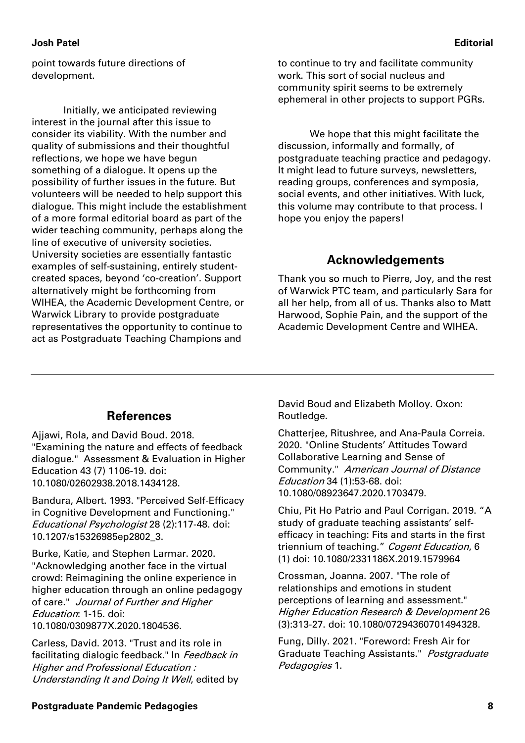point towards future directions of development.

Initially, we anticipated reviewing interest in the journal after this issue to consider its viability. With the number and quality of submissions and their thoughtful reflections, we hope we have begun something of a dialogue. It opens up the possibility of further issues in the future. But volunteers will be needed to help support this dialogue. This might include the establishment of a more formal editorial board as part of the wider teaching community, perhaps along the line of executive of university societies. University societies are essentially fantastic examples of self-sustaining, entirely student-created spaces, beyond 'co-creation'. Support alternatively might be forthcoming from WIHEA, the Academic Development Centre, or Warwick Library to provide postgraduate representatives the opportunity to continue to act as Postgraduate Teaching Champions and to continue to try and facilitate community work. This sort of social nucleus and community spirit seems to be extremely ephemeral in other projects to support PGRs.

We hope that this might facilitate the discussion, informally and formally, of postgraduate teaching practice and pedagogy. It might lead to future surveys, newsletters, reading groups, conferences and symposia, social events, and other initiatives. With luck, this volume may contribute to that process. I hope you enjoy the papers!

## Acknowledgements

Thank you so much to Pierre, Joy, and the rest of Warwick PTC team, and particularly Sara for all her help, from all of us. Thanks also to Matt Harwood, Sophie Pain, and the support of the Academic Development Centre and WIHEA.

## References

Ajjawi, Rola, and David Boud. 2018. "Examining the nature and effects of feedback dialogue." Assessment & Evaluation in Higher Education 43 (7) 1106-19. doi: 10.1080/02602938.2018.1434128.

Bandura, Albert. 1993. "Perceived Self-Efficacy in Cognitive Development and Functioning." *Educational Psychologist* 28 (2):117-48. doi: 10.1207/s15326985ep2802_3.

Burke, Katie, and Stephen Larmar. 2020. "Acknowledging another face in the virtual crowd: Reimagining the online experience in higher education through an online pedagogy of care." *Journal of Further and Higher Education*: 1-15. doi: 10.1080/0309877X.2020.1804536.

Carless, David. 2013. "Trust and its role in facilitating dialogic feedback." In *Feedback in Higher and Professional Education : Understanding It and Doing It Well*, edited by David Boud and Elizabeth Molloy. Oxon: Routledge.

Chatterjee, Ritushree, and Ana-Paula Correia. 2020. "Online Students' Attitudes Toward Collaborative Learning and Sense of Community." *American Journal of Distance Education* 34 (1):53-68. doi: 10.1080/08923647.2020.1703479.

Chiu, Pit Ho Patrio and Paul Corrigan. 2019. "A study of graduate teaching assistants' self-efficacy in teaching: Fits and starts in the first triennium of teaching." *Cogent Education*, 6 (1) doi: 10.1080/2331186X.2019.1579964

Crossman, Joanna. 2007. "The role of relationships and emotions in student perceptions of learning and assessment." *Higher Education Research & Development* 26 (3):313-27. doi: 10.1080/07294360701494328.

Fung, Dilly. 2021. "Foreword: Fresh Air for Graduate Teaching Assistants." *Postgraduate Pedagogies* 1.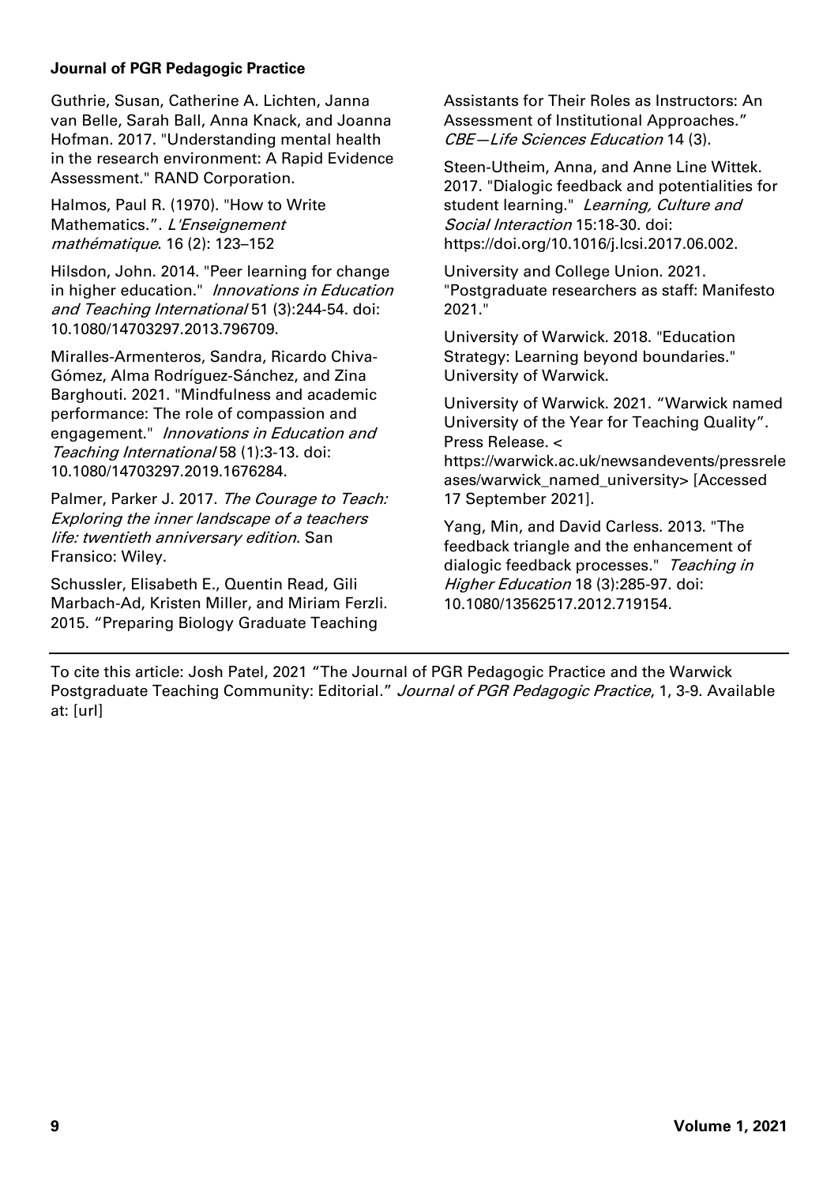Guthrie, Susan, Catherine A. Lichten, Janna van Belle, Sarah Ball, Anna Knack, and Joanna Hofman. 2017. "Understanding mental health in the research environment: A Rapid Evidence Assessment." RAND Corporation.

Halmos, Paul R. (1970). "How to Write Mathematics.". *L'Enseignement mathématique*. 16 (2): 123–152

Hilsdon, John. 2014. "Peer learning for change in higher education." *Innovations in Education and Teaching International* 51 (3):244-54. doi: 10.1080/14703297.2013.796709.

Miralles-Armenteros, Sandra, Ricardo Chiva-Gómez, Alma Rodríguez-Sánchez, and Zina Barghouti. 2021. "Mindfulness and academic performance: The role of compassion and engagement." *Innovations in Education and Teaching International* 58 (1):3-13. doi: 10.1080/14703297.2019.1676284.

Palmer, Parker J. 2017. *The Courage to Teach: Exploring the inner landscape of a teachers life: twentieth anniversary edition.* San Fransico: Wiley.

Schussler, Elisabeth E., Quentin Read, Gili Marbach-Ad, Kristen Miller, and Miriam Ferzli. 2015. "Preparing Biology Graduate Teaching Assistants for Their Roles as Instructors: An Assessment of Institutional Approaches." *CBE—Life Sciences Education* 14 (3).

Steen-Utheim, Anna, and Anne Line Wittek. 2017. "Dialogic feedback and potentialities for student learning." *Learning, Culture and Social Interaction* 15:18-30. doi: https://doi.org/10.1016/j.lcsi.2017.06.002.

University and College Union. 2021. "Postgraduate researchers as staff: Manifesto 2021."

University of Warwick. 2018. "Education Strategy: Learning beyond boundaries." University of Warwick.

University of Warwick. 2021. "Warwick named University of the Year for Teaching Quality". Press Release. < https://warwick.ac.uk/newsandevents/pressreleases/warwick_named_university> [Accessed 17 September 2021].

Yang, Min, and David Carless. 2013. "The feedback triangle and the enhancement of dialogic feedback processes." *Teaching in Higher Education* 18 (3):285-97. doi: 10.1080/13562517.2012.719154.

---

To cite this article: Josh Patel, 2021 "The Journal of PGR Pedagogic Practice and the Warwick Postgraduate Teaching Community: Editorial." *Journal of PGR Pedagogic Practice*, 1, 3-9. Available at: [url]